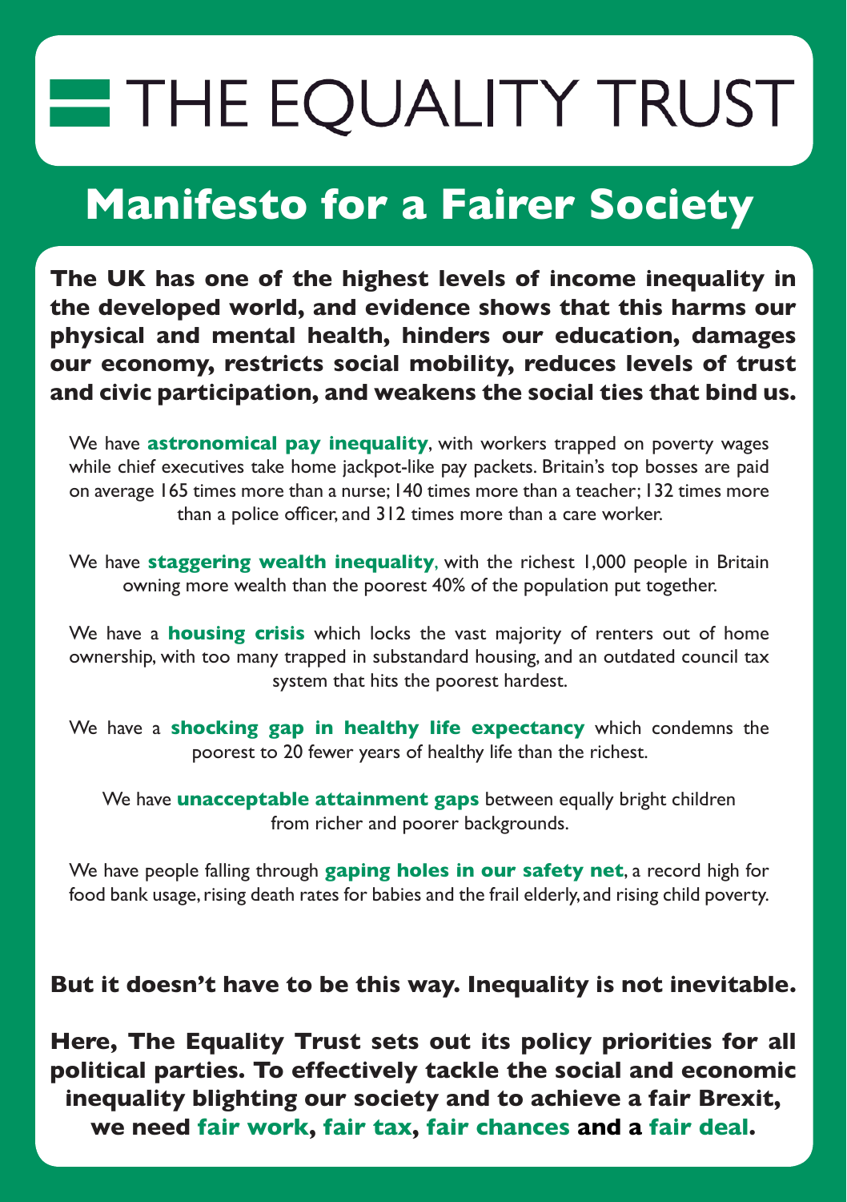# THE EQUALITY TRUST

## Manifesto for a Fairer Society

**The UK has one of the highest levels of income inequality in the developed world, and evidence shows that this harms our physical and mental health, hinders our education, damages our economy, restricts social mobility, reduces levels of trust and civic participation, and weakens the social ties that bind us.**

We have **astronomical pay inequality**, with workers trapped on poverty wages while chief executives take home jackpot-like pay packets. Britain's top bosses are paid on average 165 times more than a nurse; 140 times more than a teacher; 132 times more than a police officer, and 312 times more than a care worker.

We have **staggering wealth inequality**, with the richest 1,000 people in Britain owning more wealth than the poorest 40% of the population put together.

We have a **housing crisis** which locks the vast majority of renters out of home ownership, with too many trapped in substandard housing, and an outdated council tax system that hits the poorest hardest.

We have a **shocking gap in healthy life expectancy** which condemns the poorest to 20 fewer years of healthy life than the richest.

We have **unacceptable attainment gaps** between equally bright children from richer and poorer backgrounds.

We have people falling through **gaping holes in our safety net**, a record high for food bank usage, rising death rates for babies and the frail elderly, and rising child poverty.

**But it doesn't have to be this way. Inequality is not inevitable.**

**Here, The Equality Trust sets out its policy priorities for all political parties. To effectively tackle the social and economic inequality blighting our society and to achieve a fair Brexit, we need fair work, fair tax, fair chances and a fair deal.**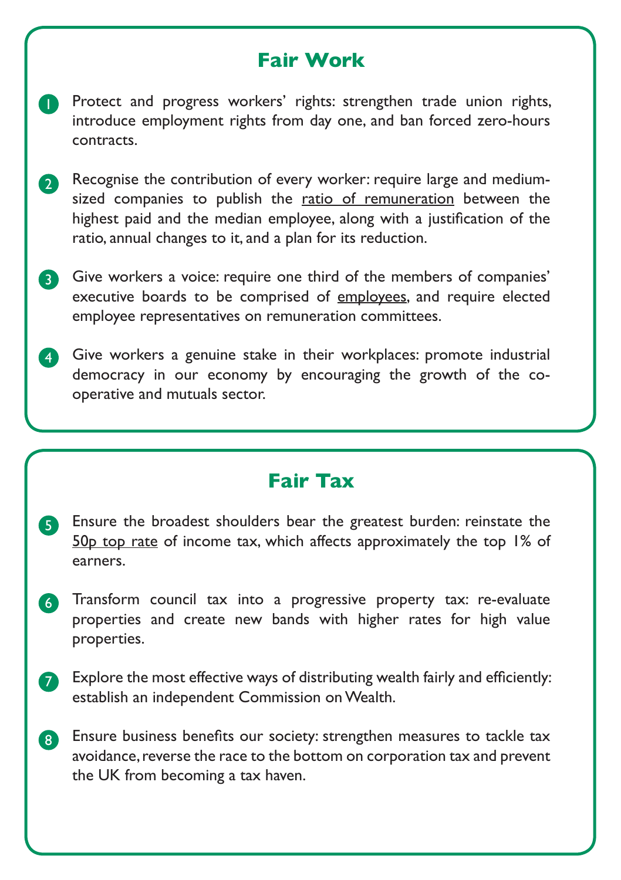## Fair Work

1. Protect and progress workers' rights: strengthen trade union rights, introduce employment rights from day one, and ban forced zero-hours contracts.

2. Recognise the contribution of every worker: require large and medium-sized companies to publish the ratio of remuneration between the highest paid and the median employee, along with a justification of the ratio, annual changes to it, and a plan for its reduction.

3. Give workers a voice: require one third of the members of companies' executive boards to be comprised of employees, and require elected employee representatives on remuneration committees.

4. Give workers a genuine stake in their workplaces: promote industrial democracy in our economy by encouraging the growth of the co-operative and mutuals sector.

## Fair Tax

5. Ensure the broadest shoulders bear the greatest burden: reinstate the 50p top rate of income tax, which affects approximately the top 1% of earners.

6. Transform council tax into a progressive property tax: re-evaluate properties and create new bands with higher rates for high value properties.

7. Explore the most effective ways of distributing wealth fairly and efficiently: establish an independent Commission on Wealth.

8. Ensure business benefits our society: strengthen measures to tackle tax avoidance, reverse the race to the bottom on corporation tax and prevent the UK from becoming a tax haven.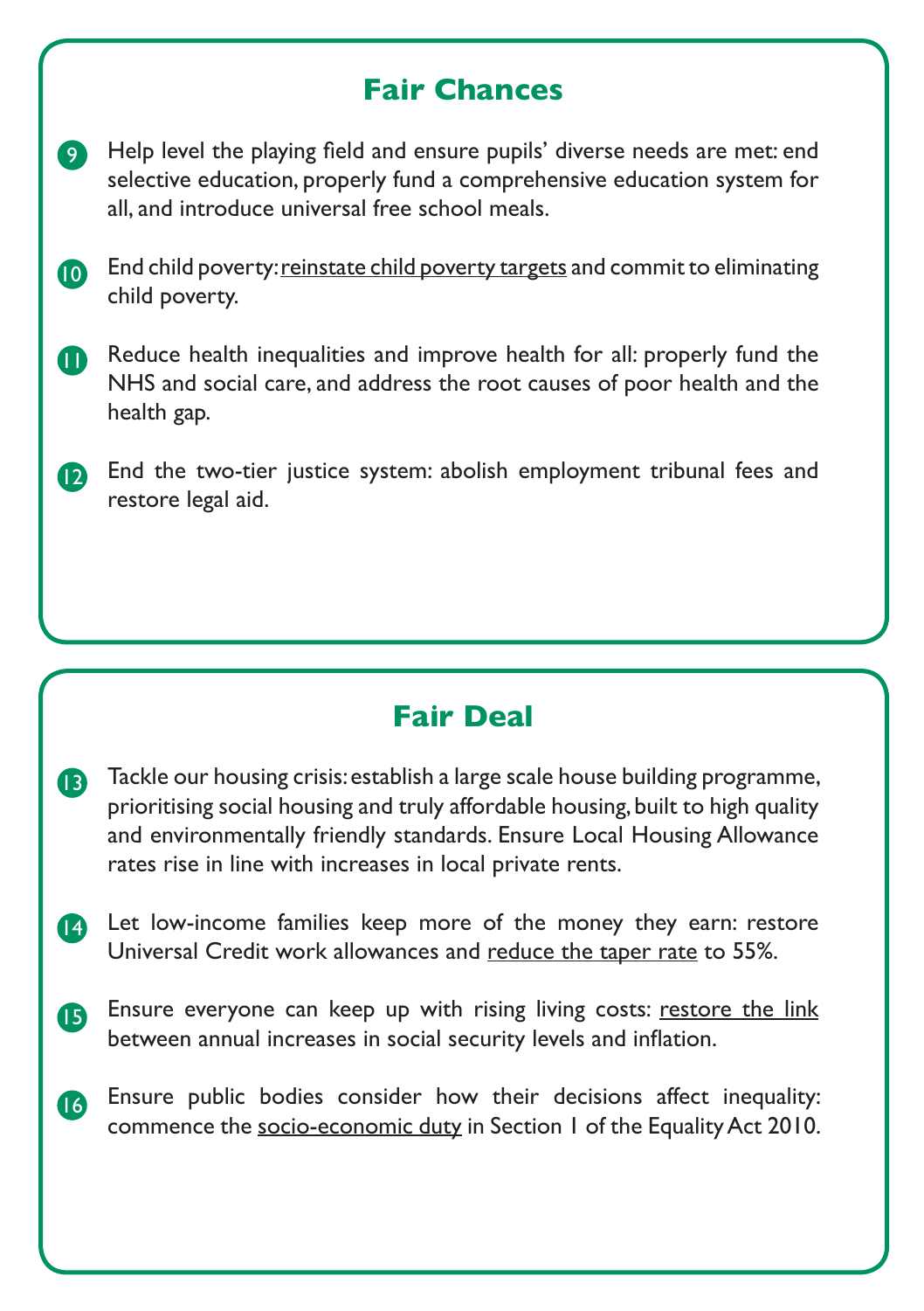## Fair Chances

9. Help level the playing field and ensure pupils' diverse needs are met: end selective education, properly fund a comprehensive education system for all, and introduce universal free school meals.

10. End child poverty: reinstate child poverty targets and commit to eliminating child poverty.

11. Reduce health inequalities and improve health for all: properly fund the NHS and social care, and address the root causes of poor health and the health gap.

12. End the two-tier justice system: abolish employment tribunal fees and restore legal aid.

## Fair Deal

13. Tackle our housing crisis: establish a large scale house building programme, prioritising social housing and truly affordable housing, built to high quality and environmentally friendly standards. Ensure Local Housing Allowance rates rise in line with increases in local private rents.

14. Let low-income families keep more of the money they earn: restore Universal Credit work allowances and reduce the taper rate to 55%.

15. Ensure everyone can keep up with rising living costs: restore the link between annual increases in social security levels and inflation.

16. Ensure public bodies consider how their decisions affect inequality: commence the socio-economic duty in Section 1 of the Equality Act 2010.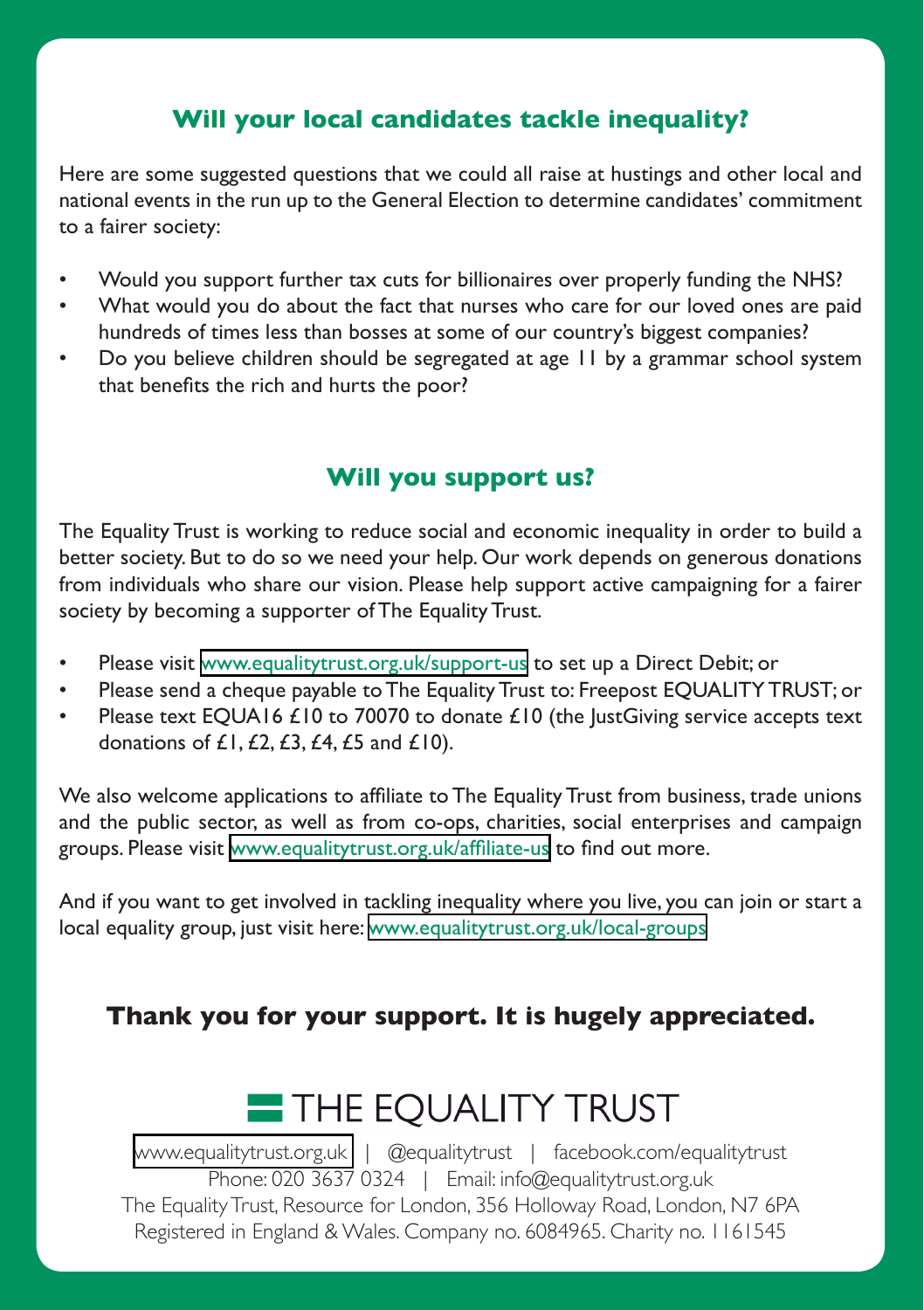## Will your local candidates tackle inequality?

Here are some suggested questions that we could all raise at hustings and other local and national events in the run up to the General Election to determine candidates' commitment to a fairer society:

- Would you support further tax cuts for billionaires over properly funding the NHS?
- What would you do about the fact that nurses who care for our loved ones are paid hundreds of times less than bosses at some of our country's biggest companies?
- Do you believe children should be segregated at age 11 by a grammar school system that benefits the rich and hurts the poor?

## Will you support us?

The Equality Trust is working to reduce social and economic inequality in order to build a better society. But to do so we need your help. Our work depends on generous donations from individuals who share our vision. Please help support active campaigning for a fairer society by becoming a supporter of The Equality Trust.

- Please visit www.equalitytrust.org.uk/support-us to set up a Direct Debit; or
- Please send a cheque payable to The Equality Trust to: Freepost EQUALITY TRUST; or
- Please text EQUA16 £10 to 70070 to donate £10 (the JustGiving service accepts text donations of £1, £2, £3, £4, £5 and £10).

We also welcome applications to affiliate to The Equality Trust from business, trade unions and the public sector, as well as from co-ops, charities, social enterprises and campaign groups. Please visit www.equalitytrust.org.uk/affiliate-us to find out more.

And if you want to get involved in tackling inequality where you live, you can join or start a local equality group, just visit here: www.equalitytrust.org.uk/local-groups

**Thank you for your support. It is hugely appreciated.**

THE EQUALITY TRUST

www.equalitytrust.org.uk | @equalitytrust | facebook.com/equalitytrust
Phone: 020 3637 0324 | Email: info@equalitytrust.org.uk
The Equality Trust, Resource for London, 356 Holloway Road, London, N7 6PA
Registered in England & Wales. Company no. 6084965. Charity no. 1161545